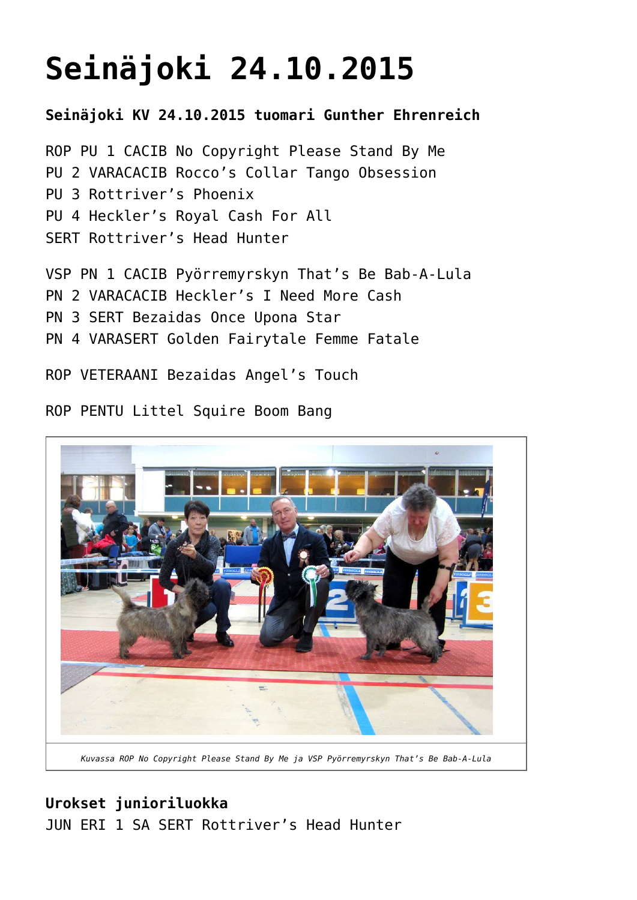# Seinäjoki 24.10.2015

**Seinäjoki KV 24.10.2015 tuomari Gunther Ehrenreich**

ROP PU 1 CACIB No Copyright Please Stand By Me
PU 2 VARACACIB Rocco's Collar Tango Obsession
PU 3 Rottriver's Phoenix
PU 4 Heckler's Royal Cash For All
SERT Rottriver's Head Hunter

VSP PN 1 CACIB Pyörremyrskyn That's Be Bab-A-Lula
PN 2 VARACACIB Heckler's I Need More Cash
PN 3 SERT Bezaidas Once Upona Star
PN 4 VARASERT Golden Fairytale Femme Fatale

ROP VETERAANI Bezaidas Angel's Touch

ROP PENTU Littel Squire Boom Bang

*Kuvassa ROP No Copyright Please Stand By Me ja VSP Pyörremyrskyn That's Be Bab-A-Lula*

**Urokset junioriluokka**
JUN ERI 1 SA SERT Rottriver's Head Hunter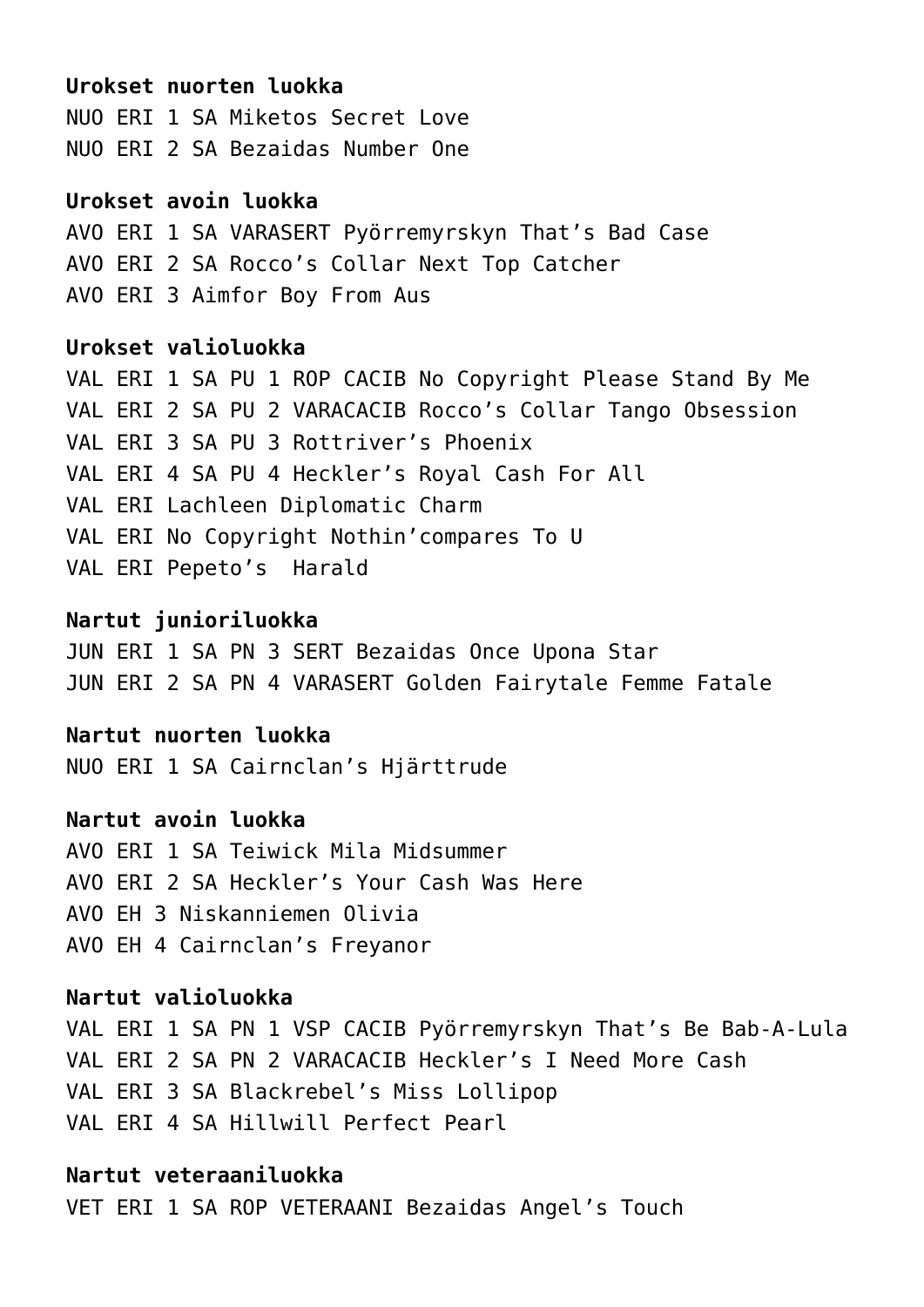**Urokset nuorten luokka**

NUO ERI 1 SA Miketos Secret Love
NUO ERI 2 SA Bezaidas Number One

**Urokset avoin luokka**

AVO ERI 1 SA VARASERT Pyörremyrskyn That's Bad Case
AVO ERI 2 SA Rocco's Collar Next Top Catcher
AVO ERI 3 Aimfor Boy From Aus

**Urokset valioluokka**

VAL ERI 1 SA PU 1 ROP CACIB No Copyright Please Stand By Me
VAL ERI 2 SA PU 2 VARACACIB Rocco's Collar Tango Obsession
VAL ERI 3 SA PU 3 Rottriver's Phoenix
VAL ERI 4 SA PU 4 Heckler's Royal Cash For All
VAL ERI Lachleen Diplomatic Charm
VAL ERI No Copyright Nothin'compares To U
VAL ERI Pepeto's  Harald

**Nartut junioriluokka**

JUN ERI 1 SA PN 3 SERT Bezaidas Once Upona Star
JUN ERI 2 SA PN 4 VARASERT Golden Fairytale Femme Fatale

**Nartut nuorten luokka**

NUO ERI 1 SA Cairnclan's Hjärttrude

**Nartut avoin luokka**

AVO ERI 1 SA Teiwick Mila Midsummer
AVO ERI 2 SA Heckler's Your Cash Was Here
AVO EH 3 Niskanniemen Olivia
AVO EH 4 Cairnclan's Freyanor

**Nartut valioluokka**

VAL ERI 1 SA PN 1 VSP CACIB Pyörremyrskyn That's Be Bab-A-Lula
VAL ERI 2 SA PN 2 VARACACIB Heckler's I Need More Cash
VAL ERI 3 SA Blackrebel's Miss Lollipop
VAL ERI 4 SA Hillwill Perfect Pearl

**Nartut veteraaniluokka**

VET ERI 1 SA ROP VETERAANI Bezaidas Angel's Touch